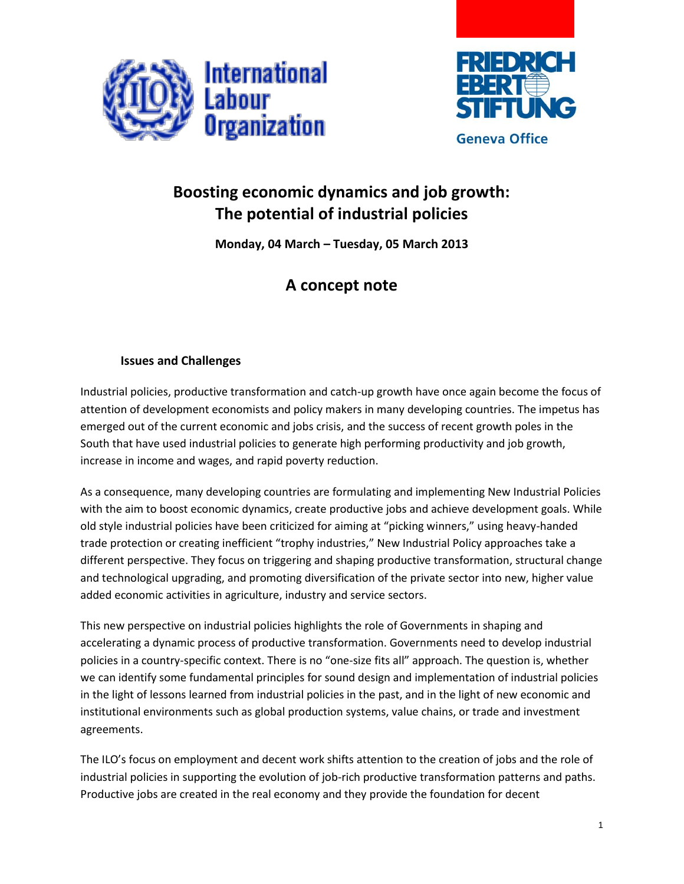International Labour Organization

FRIEDRICH EBERT STIFTUNG
Geneva Office

# Boosting economic dynamics and job growth: The potential of industrial policies

**Monday, 04 March – Tuesday, 05 March 2013**

## A concept note

### Issues and Challenges

Industrial policies, productive transformation and catch-up growth have once again become the focus of attention of development economists and policy makers in many developing countries. The impetus has emerged out of the current economic and jobs crisis, and the success of recent growth poles in the South that have used industrial policies to generate high performing productivity and job growth, increase in income and wages, and rapid poverty reduction.

As a consequence, many developing countries are formulating and implementing New Industrial Policies with the aim to boost economic dynamics, create productive jobs and achieve development goals. While old style industrial policies have been criticized for aiming at "picking winners," using heavy-handed trade protection or creating inefficient "trophy industries," New Industrial Policy approaches take a different perspective. They focus on triggering and shaping productive transformation, structural change and technological upgrading, and promoting diversification of the private sector into new, higher value added economic activities in agriculture, industry and service sectors.

This new perspective on industrial policies highlights the role of Governments in shaping and accelerating a dynamic process of productive transformation. Governments need to develop industrial policies in a country-specific context. There is no "one-size fits all" approach. The question is, whether we can identify some fundamental principles for sound design and implementation of industrial policies in the light of lessons learned from industrial policies in the past, and in the light of new economic and institutional environments such as global production systems, value chains, or trade and investment agreements.

The ILO's focus on employment and decent work shifts attention to the creation of jobs and the role of industrial policies in supporting the evolution of job-rich productive transformation patterns and paths. Productive jobs are created in the real economy and they provide the foundation for decent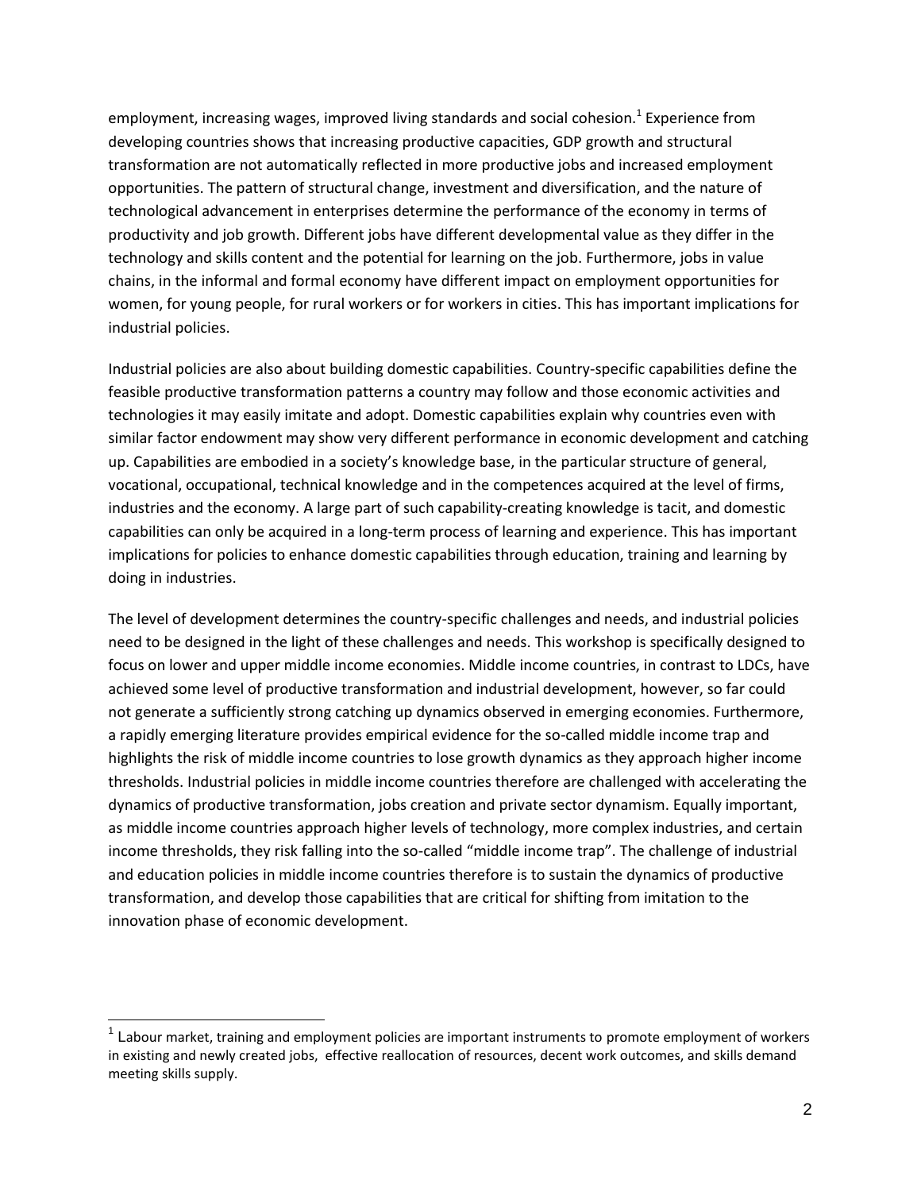employment, increasing wages, improved living standards and social cohesion.[1] Experience from developing countries shows that increasing productive capacities, GDP growth and structural transformation are not automatically reflected in more productive jobs and increased employment opportunities. The pattern of structural change, investment and diversification, and the nature of technological advancement in enterprises determine the performance of the economy in terms of productivity and job growth. Different jobs have different developmental value as they differ in the technology and skills content and the potential for learning on the job. Furthermore, jobs in value chains, in the informal and formal economy have different impact on employment opportunities for women, for young people, for rural workers or for workers in cities. This has important implications for industrial policies.

Industrial policies are also about building domestic capabilities. Country-specific capabilities define the feasible productive transformation patterns a country may follow and those economic activities and technologies it may easily imitate and adopt. Domestic capabilities explain why countries even with similar factor endowment may show very different performance in economic development and catching up. Capabilities are embodied in a society's knowledge base, in the particular structure of general, vocational, occupational, technical knowledge and in the competences acquired at the level of firms, industries and the economy. A large part of such capability-creating knowledge is tacit, and domestic capabilities can only be acquired in a long-term process of learning and experience. This has important implications for policies to enhance domestic capabilities through education, training and learning by doing in industries.

The level of development determines the country-specific challenges and needs, and industrial policies need to be designed in the light of these challenges and needs. This workshop is specifically designed to focus on lower and upper middle income economies. Middle income countries, in contrast to LDCs, have achieved some level of productive transformation and industrial development, however, so far could not generate a sufficiently strong catching up dynamics observed in emerging economies. Furthermore, a rapidly emerging literature provides empirical evidence for the so-called middle income trap and highlights the risk of middle income countries to lose growth dynamics as they approach higher income thresholds. Industrial policies in middle income countries therefore are challenged with accelerating the dynamics of productive transformation, jobs creation and private sector dynamism. Equally important, as middle income countries approach higher levels of technology, more complex industries, and certain income thresholds, they risk falling into the so-called "middle income trap". The challenge of industrial and education policies in middle income countries therefore is to sustain the dynamics of productive transformation, and develop those capabilities that are critical for shifting from imitation to the innovation phase of economic development.

---

[1] Labour market, training and employment policies are important instruments to promote employment of workers in existing and newly created jobs, effective reallocation of resources, decent work outcomes, and skills demand meeting skills supply.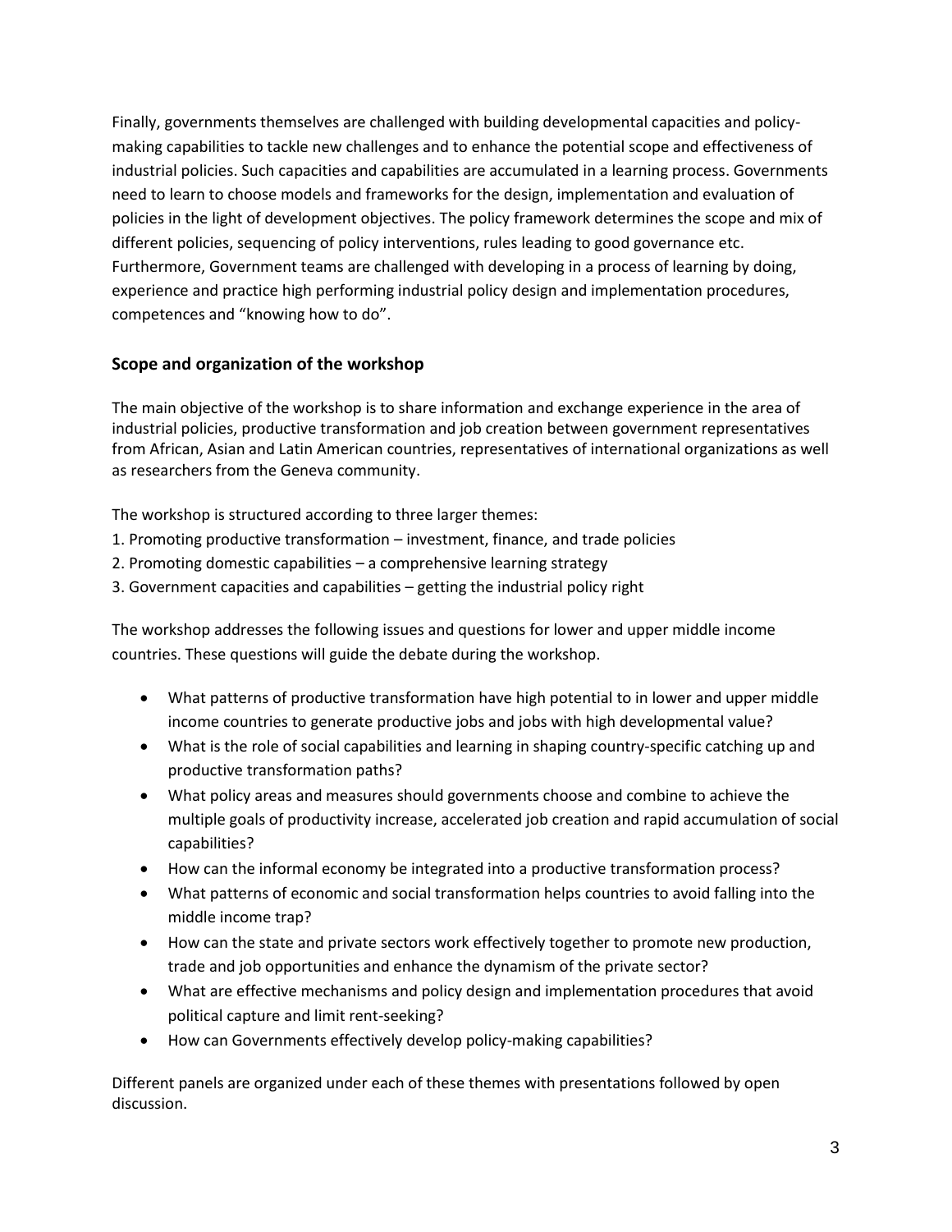Finally, governments themselves are challenged with building developmental capacities and policy-making capabilities to tackle new challenges and to enhance the potential scope and effectiveness of industrial policies. Such capacities and capabilities are accumulated in a learning process. Governments need to learn to choose models and frameworks for the design, implementation and evaluation of policies in the light of development objectives. The policy framework determines the scope and mix of different policies, sequencing of policy interventions, rules leading to good governance etc. Furthermore, Government teams are challenged with developing in a process of learning by doing, experience and practice high performing industrial policy design and implementation procedures, competences and "knowing how to do".

### Scope and organization of the workshop

The main objective of the workshop is to share information and exchange experience in the area of industrial policies, productive transformation and job creation between government representatives from African, Asian and Latin American countries, representatives of international organizations as well as researchers from the Geneva community.

The workshop is structured according to three larger themes:

1. Promoting productive transformation – investment, finance, and trade policies
2. Promoting domestic capabilities – a comprehensive learning strategy
3. Government capacities and capabilities – getting the industrial policy right

The workshop addresses the following issues and questions for lower and upper middle income countries. These questions will guide the debate during the workshop.

- What patterns of productive transformation have high potential to in lower and upper middle income countries to generate productive jobs and jobs with high developmental value?
- What is the role of social capabilities and learning in shaping country-specific catching up and productive transformation paths?
- What policy areas and measures should governments choose and combine to achieve the multiple goals of productivity increase, accelerated job creation and rapid accumulation of social capabilities?
- How can the informal economy be integrated into a productive transformation process?
- What patterns of economic and social transformation helps countries to avoid falling into the middle income trap?
- How can the state and private sectors work effectively together to promote new production, trade and job opportunities and enhance the dynamism of the private sector?
- What are effective mechanisms and policy design and implementation procedures that avoid political capture and limit rent-seeking?
- How can Governments effectively develop policy-making capabilities?

Different panels are organized under each of these themes with presentations followed by open discussion.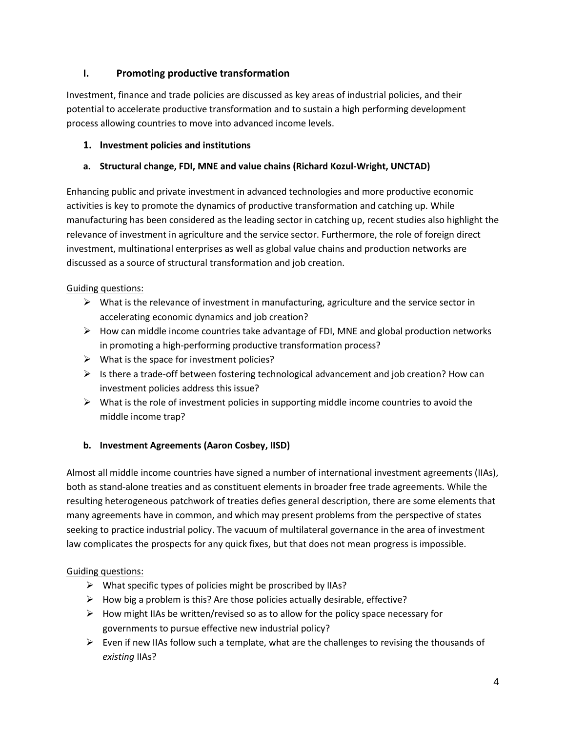## I. Promoting productive transformation

Investment, finance and trade policies are discussed as key areas of industrial policies, and their potential to accelerate productive transformation and to sustain a high performing development process allowing countries to move into advanced income levels.

### 1. Investment policies and institutions

#### a. Structural change, FDI, MNE and value chains (Richard Kozul-Wright, UNCTAD)

Enhancing public and private investment in advanced technologies and more productive economic activities is key to promote the dynamics of productive transformation and catching up. While manufacturing has been considered as the leading sector in catching up, recent studies also highlight the relevance of investment in agriculture and the service sector. Furthermore, the role of foreign direct investment, multinational enterprises as well as global value chains and production networks are discussed as a source of structural transformation and job creation.

Guiding questions:

- What is the relevance of investment in manufacturing, agriculture and the service sector in accelerating economic dynamics and job creation?
- How can middle income countries take advantage of FDI, MNE and global production networks in promoting a high-performing productive transformation process?
- What is the space for investment policies?
- Is there a trade-off between fostering technological advancement and job creation? How can investment policies address this issue?
- What is the role of investment policies in supporting middle income countries to avoid the middle income trap?

#### b. Investment Agreements (Aaron Cosbey, IISD)

Almost all middle income countries have signed a number of international investment agreements (IIAs), both as stand-alone treaties and as constituent elements in broader free trade agreements. While the resulting heterogeneous patchwork of treaties defies general description, there are some elements that many agreements have in common, and which may present problems from the perspective of states seeking to practice industrial policy. The vacuum of multilateral governance in the area of investment law complicates the prospects for any quick fixes, but that does not mean progress is impossible.

Guiding questions:

- What specific types of policies might be proscribed by IIAs?
- How big a problem is this? Are those policies actually desirable, effective?
- How might IIAs be written/revised so as to allow for the policy space necessary for governments to pursue effective new industrial policy?
- Even if new IIAs follow such a template, what are the challenges to revising the thousands of *existing* IIAs?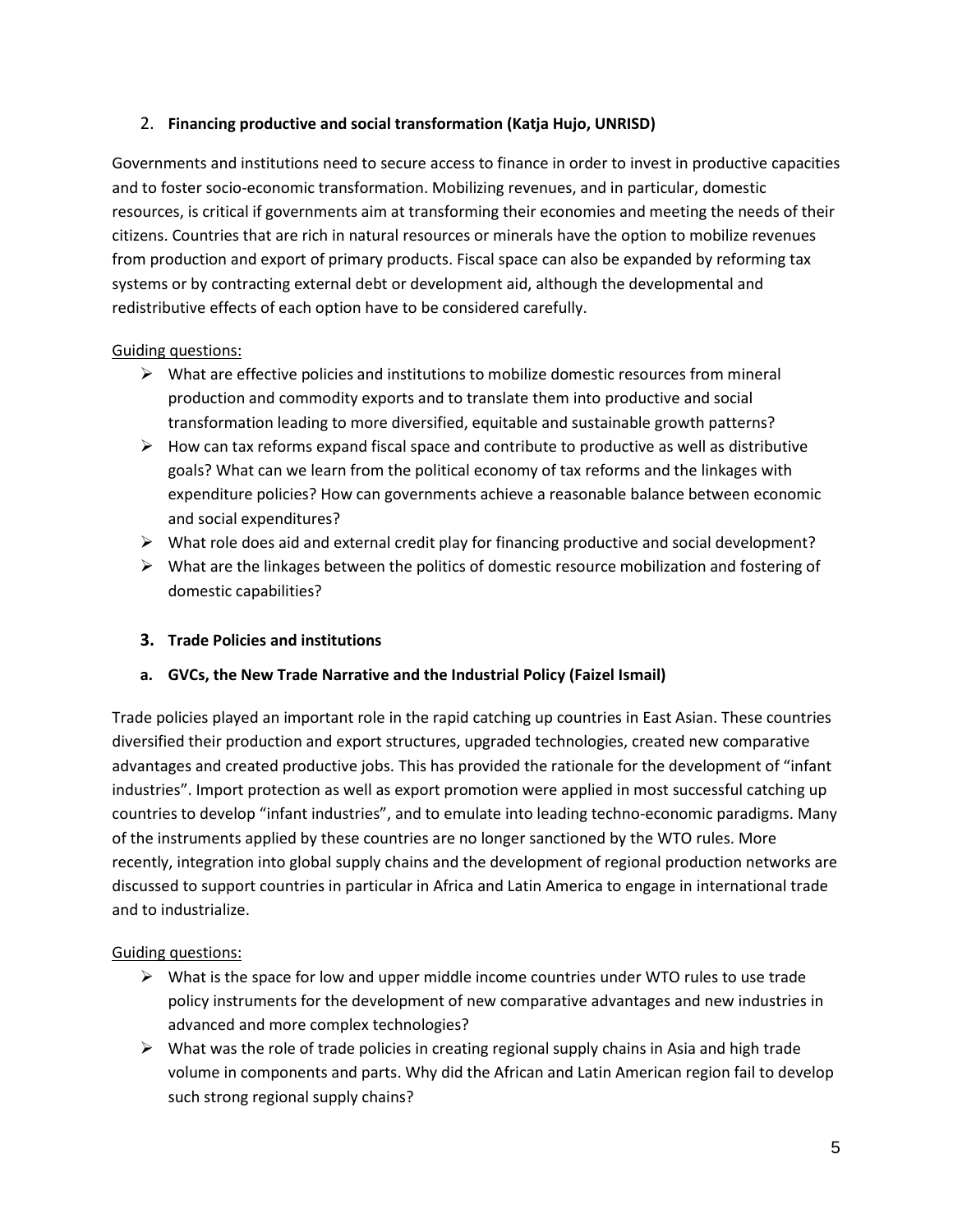## 2. **Financing productive and social transformation (Katja Hujo, UNRISD)**

Governments and institutions need to secure access to finance in order to invest in productive capacities and to foster socio-economic transformation. Mobilizing revenues, and in particular, domestic resources, is critical if governments aim at transforming their economies and meeting the needs of their citizens. Countries that are rich in natural resources or minerals have the option to mobilize revenues from production and export of primary products. Fiscal space can also be expanded by reforming tax systems or by contracting external debt or development aid, although the developmental and redistributive effects of each option have to be considered carefully.

Guiding questions:

- What are effective policies and institutions to mobilize domestic resources from mineral production and commodity exports and to translate them into productive and social transformation leading to more diversified, equitable and sustainable growth patterns?
- How can tax reforms expand fiscal space and contribute to productive as well as distributive goals? What can we learn from the political economy of tax reforms and the linkages with expenditure policies? How can governments achieve a reasonable balance between economic and social expenditures?
- What role does aid and external credit play for financing productive and social development?
- What are the linkages between the politics of domestic resource mobilization and fostering of domestic capabilities?

## 3. **Trade Policies and institutions**

### a. **GVCs, the New Trade Narrative and the Industrial Policy (Faizel Ismail)**

Trade policies played an important role in the rapid catching up countries in East Asian. These countries diversified their production and export structures, upgraded technologies, created new comparative advantages and created productive jobs. This has provided the rationale for the development of "infant industries". Import protection as well as export promotion were applied in most successful catching up countries to develop "infant industries", and to emulate into leading techno-economic paradigms. Many of the instruments applied by these countries are no longer sanctioned by the WTO rules. More recently, integration into global supply chains and the development of regional production networks are discussed to support countries in particular in Africa and Latin America to engage in international trade and to industrialize.

Guiding questions:

- What is the space for low and upper middle income countries under WTO rules to use trade policy instruments for the development of new comparative advantages and new industries in advanced and more complex technologies?
- What was the role of trade policies in creating regional supply chains in Asia and high trade volume in components and parts. Why did the African and Latin American region fail to develop such strong regional supply chains?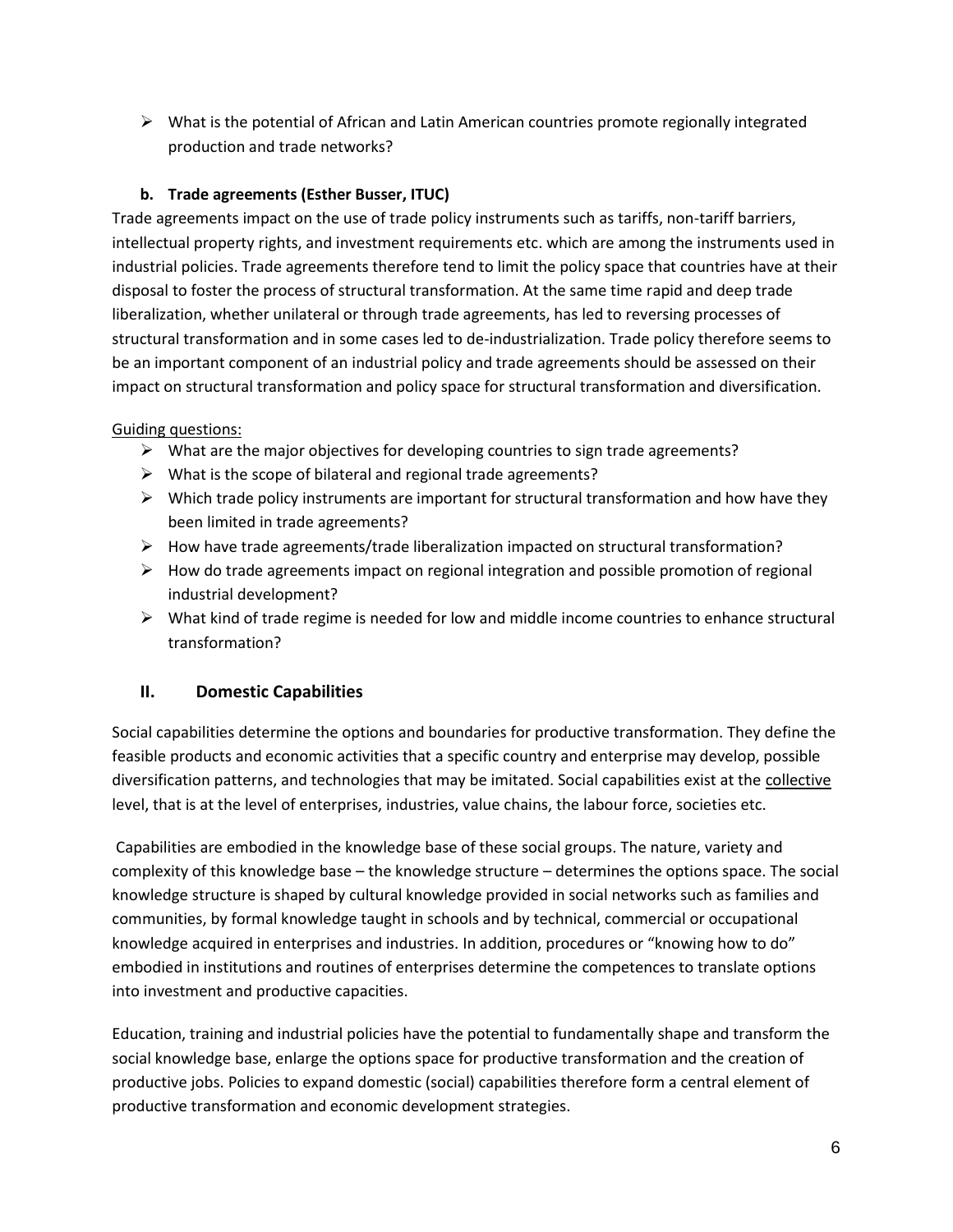- ➢ What is the potential of African and Latin American countries promote regionally integrated production and trade networks?

### b. Trade agreements (Esther Busser, ITUC)

Trade agreements impact on the use of trade policy instruments such as tariffs, non-tariff barriers, intellectual property rights, and investment requirements etc. which are among the instruments used in industrial policies. Trade agreements therefore tend to limit the policy space that countries have at their disposal to foster the process of structural transformation. At the same time rapid and deep trade liberalization, whether unilateral or through trade agreements, has led to reversing processes of structural transformation and in some cases led to de-industrialization. Trade policy therefore seems to be an important component of an industrial policy and trade agreements should be assessed on their impact on structural transformation and policy space for structural transformation and diversification.

<u>Guiding questions:</u>

- ➢ What are the major objectives for developing countries to sign trade agreements?
- ➢ What is the scope of bilateral and regional trade agreements?
- ➢ Which trade policy instruments are important for structural transformation and how have they been limited in trade agreements?
- ➢ How have trade agreements/trade liberalization impacted on structural transformation?
- ➢ How do trade agreements impact on regional integration and possible promotion of regional industrial development?
- ➢ What kind of trade regime is needed for low and middle income countries to enhance structural transformation?

## II. Domestic Capabilities

Social capabilities determine the options and boundaries for productive transformation. They define the feasible products and economic activities that a specific country and enterprise may develop, possible diversification patterns, and technologies that may be imitated. Social capabilities exist at the <u>collective</u> level, that is at the level of enterprises, industries, value chains, the labour force, societies etc.

Capabilities are embodied in the knowledge base of these social groups. The nature, variety and complexity of this knowledge base – the knowledge structure – determines the options space. The social knowledge structure is shaped by cultural knowledge provided in social networks such as families and communities, by formal knowledge taught in schools and by technical, commercial or occupational knowledge acquired in enterprises and industries. In addition, procedures or "knowing how to do" embodied in institutions and routines of enterprises determine the competences to translate options into investment and productive capacities.

Education, training and industrial policies have the potential to fundamentally shape and transform the social knowledge base, enlarge the options space for productive transformation and the creation of productive jobs. Policies to expand domestic (social) capabilities therefore form a central element of productive transformation and economic development strategies.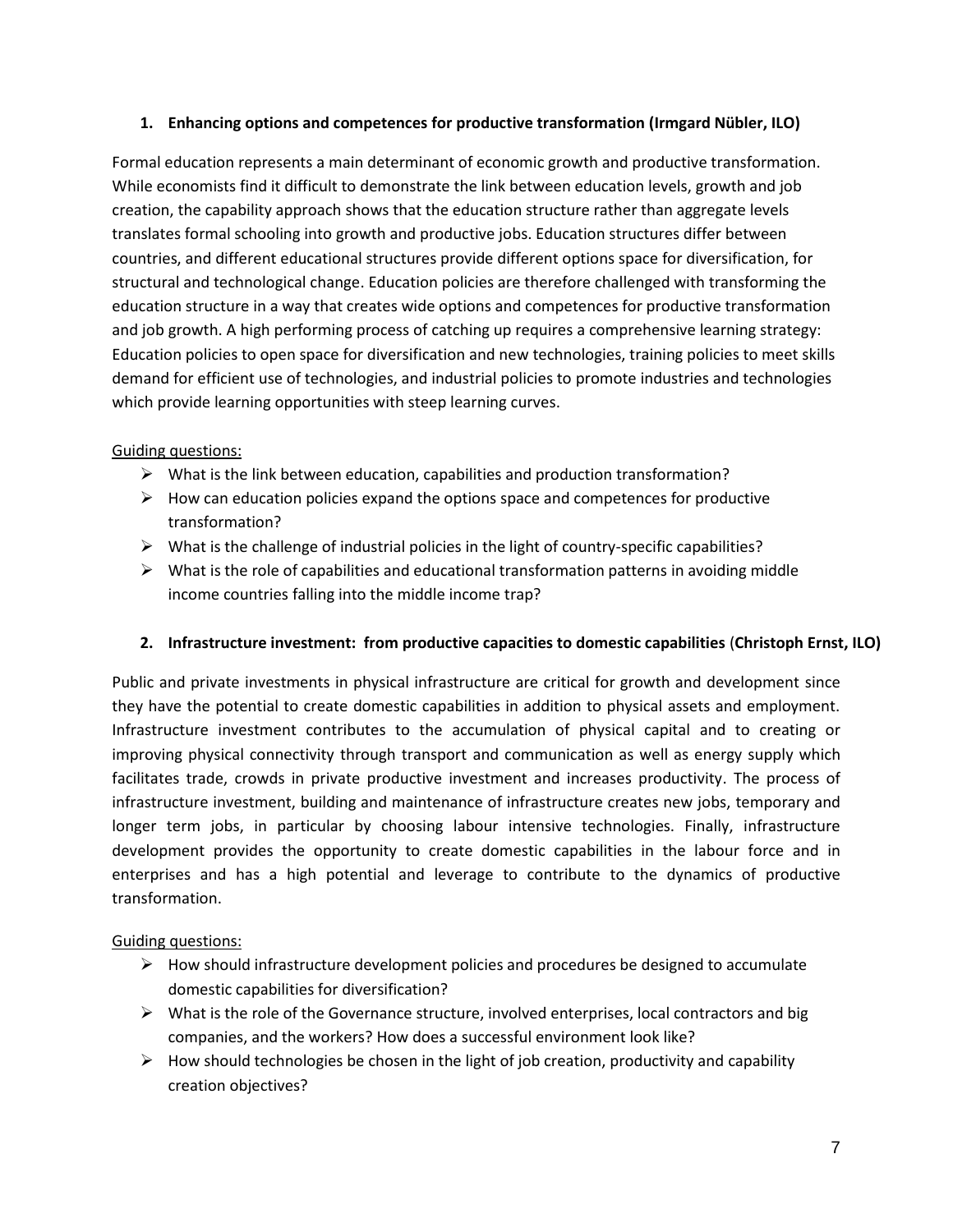## 1. Enhancing options and competences for productive transformation (Irmgard Nübler, ILO)

Formal education represents a main determinant of economic growth and productive transformation. While economists find it difficult to demonstrate the link between education levels, growth and job creation, the capability approach shows that the education structure rather than aggregate levels translates formal schooling into growth and productive jobs. Education structures differ between countries, and different educational structures provide different options space for diversification, for structural and technological change. Education policies are therefore challenged with transforming the education structure in a way that creates wide options and competences for productive transformation and job growth. A high performing process of catching up requires a comprehensive learning strategy: Education policies to open space for diversification and new technologies, training policies to meet skills demand for efficient use of technologies, and industrial policies to promote industries and technologies which provide learning opportunities with steep learning curves.

Guiding questions:

- What is the link between education, capabilities and production transformation?
- How can education policies expand the options space and competences for productive transformation?
- What is the challenge of industrial policies in the light of country-specific capabilities?
- What is the role of capabilities and educational transformation patterns in avoiding middle income countries falling into the middle income trap?

## 2. Infrastructure investment: from productive capacities to domestic capabilities (Christoph Ernst, ILO)

Public and private investments in physical infrastructure are critical for growth and development since they have the potential to create domestic capabilities in addition to physical assets and employment. Infrastructure investment contributes to the accumulation of physical capital and to creating or improving physical connectivity through transport and communication as well as energy supply which facilitates trade, crowds in private productive investment and increases productivity. The process of infrastructure investment, building and maintenance of infrastructure creates new jobs, temporary and longer term jobs, in particular by choosing labour intensive technologies. Finally, infrastructure development provides the opportunity to create domestic capabilities in the labour force and in enterprises and has a high potential and leverage to contribute to the dynamics of productive transformation.

Guiding questions:

- How should infrastructure development policies and procedures be designed to accumulate domestic capabilities for diversification?
- What is the role of the Governance structure, involved enterprises, local contractors and big companies, and the workers? How does a successful environment look like?
- How should technologies be chosen in the light of job creation, productivity and capability creation objectives?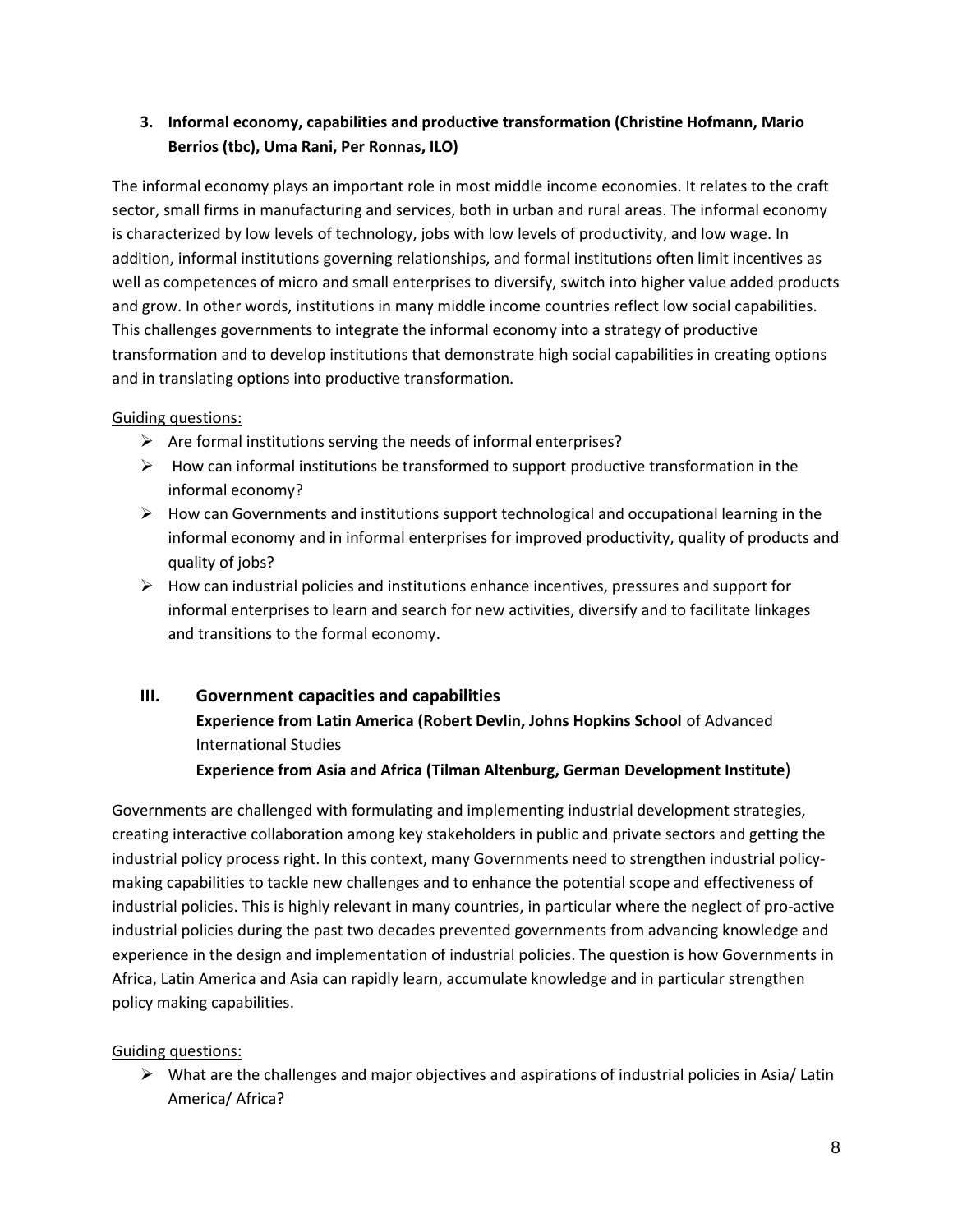### 3. Informal economy, capabilities and productive transformation (Christine Hofmann, Mario Berrios (tbc), Uma Rani, Per Ronnas, ILO)

The informal economy plays an important role in most middle income economies. It relates to the craft sector, small firms in manufacturing and services, both in urban and rural areas. The informal economy is characterized by low levels of technology, jobs with low levels of productivity, and low wage. In addition, informal institutions governing relationships, and formal institutions often limit incentives as well as competences of micro and small enterprises to diversify, switch into higher value added products and grow. In other words, institutions in many middle income countries reflect low social capabilities. This challenges governments to integrate the informal economy into a strategy of productive transformation and to develop institutions that demonstrate high social capabilities in creating options and in translating options into productive transformation.

Guiding questions:

- Are formal institutions serving the needs of informal enterprises?
- How can informal institutions be transformed to support productive transformation in the informal economy?
- How can Governments and institutions support technological and occupational learning in the informal economy and in informal enterprises for improved productivity, quality of products and quality of jobs?
- How can industrial policies and institutions enhance incentives, pressures and support for informal enterprises to learn and search for new activities, diversify and to facilitate linkages and transitions to the formal economy.

## III. Government capacities and capabilities

**Experience from Latin America (Robert Devlin, Johns Hopkins School** of Advanced International Studies

**Experience from Asia and Africa (Tilman Altenburg, German Development Institute**)

Governments are challenged with formulating and implementing industrial development strategies, creating interactive collaboration among key stakeholders in public and private sectors and getting the industrial policy process right. In this context, many Governments need to strengthen industrial policy-making capabilities to tackle new challenges and to enhance the potential scope and effectiveness of industrial policies. This is highly relevant in many countries, in particular where the neglect of pro-active industrial policies during the past two decades prevented governments from advancing knowledge and experience in the design and implementation of industrial policies. The question is how Governments in Africa, Latin America and Asia can rapidly learn, accumulate knowledge and in particular strengthen policy making capabilities.

Guiding questions:

- What are the challenges and major objectives and aspirations of industrial policies in Asia/ Latin America/ Africa?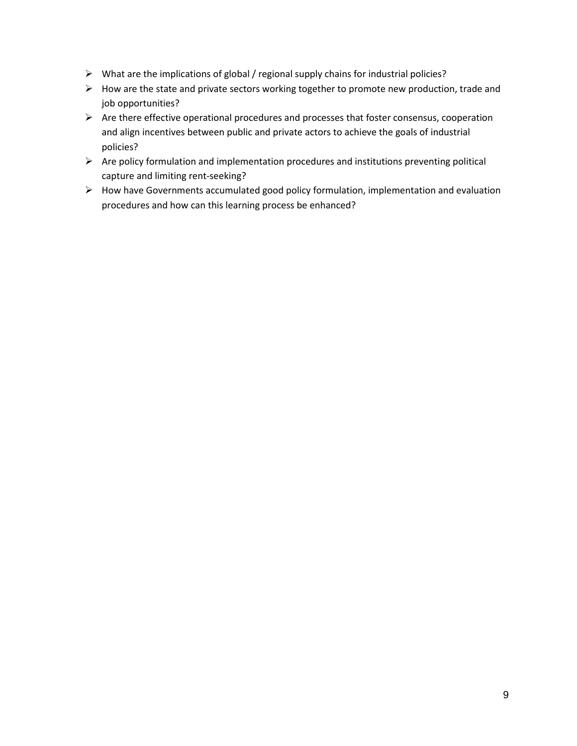- What are the implications of global / regional supply chains for industrial policies?
- How are the state and private sectors working together to promote new production, trade and job opportunities?
- Are there effective operational procedures and processes that foster consensus, cooperation and align incentives between public and private actors to achieve the goals of industrial policies?
- Are policy formulation and implementation procedures and institutions preventing political capture and limiting rent-seeking?
- How have Governments accumulated good policy formulation, implementation and evaluation procedures and how can this learning process be enhanced?